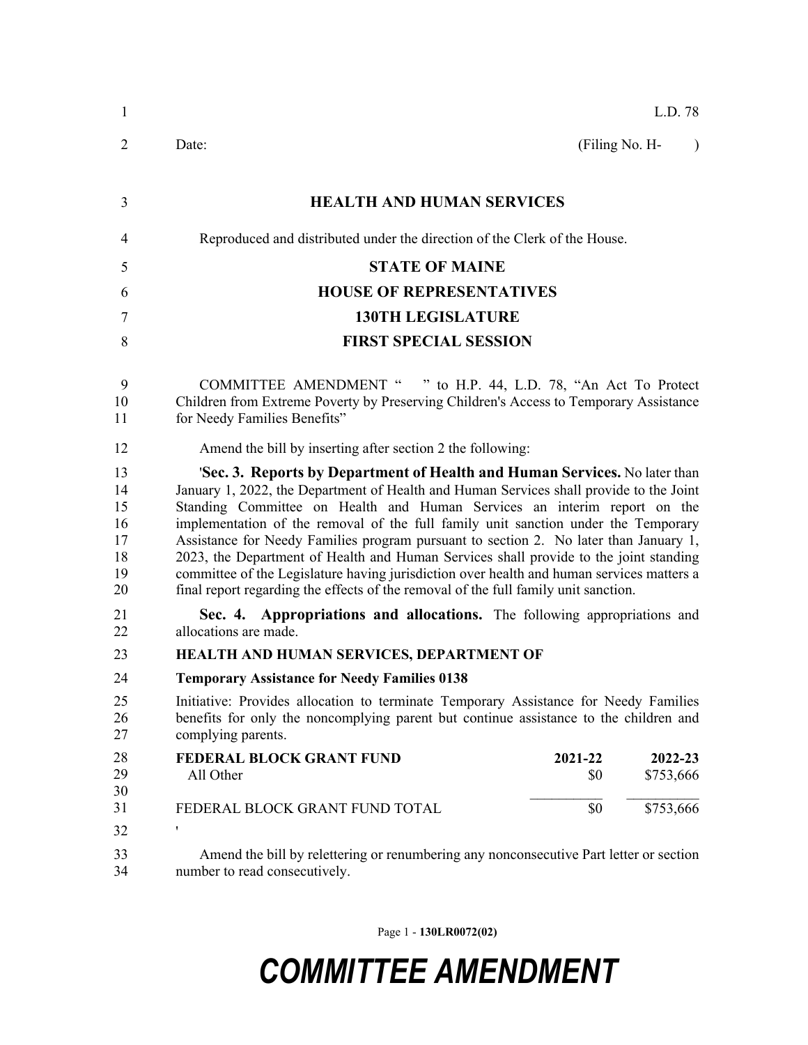L.D. 78

Date: (Filing No. H- )

# HEALTH AND HUMAN SERVICES

Reproduced and distributed under the direction of the Clerk of the House.

## STATE OF MAINE
## HOUSE OF REPRESENTATIVES
## 130TH LEGISLATURE
## FIRST SPECIAL SESSION

COMMITTEE AMENDMENT " " to H.P. 44, L.D. 78, "An Act To Protect Children from Extreme Poverty by Preserving Children's Access to Temporary Assistance for Needy Families Benefits"

Amend the bill by inserting after section 2 the following:

'**Sec. 3. Reports by Department of Health and Human Services.** No later than January 1, 2022, the Department of Health and Human Services shall provide to the Joint Standing Committee on Health and Human Services an interim report on the implementation of the removal of the full family unit sanction under the Temporary Assistance for Needy Families program pursuant to section 2. No later than January 1, 2023, the Department of Health and Human Services shall provide to the joint standing committee of the Legislature having jurisdiction over health and human services matters a final report regarding the effects of the removal of the full family unit sanction.

**Sec. 4. Appropriations and allocations.** The following appropriations and allocations are made.

**HEALTH AND HUMAN SERVICES, DEPARTMENT OF**

**Temporary Assistance for Needy Families 0138**

Initiative: Provides allocation to terminate Temporary Assistance for Needy Families benefits for only the noncomplying parent but continue assistance to the children and complying parents.

| FEDERAL BLOCK GRANT FUND | 2021-22 | 2022-23 |
|---|---|---|
| All Other | $0 | $753,666 |
| FEDERAL BLOCK GRANT FUND TOTAL | $0 | $753,666 |

'

Amend the bill by relettering or renumbering any nonconsecutive Part letter or section number to read consecutively.

Page 1 - **130LR0072(02)**

***COMMITTEE AMENDMENT***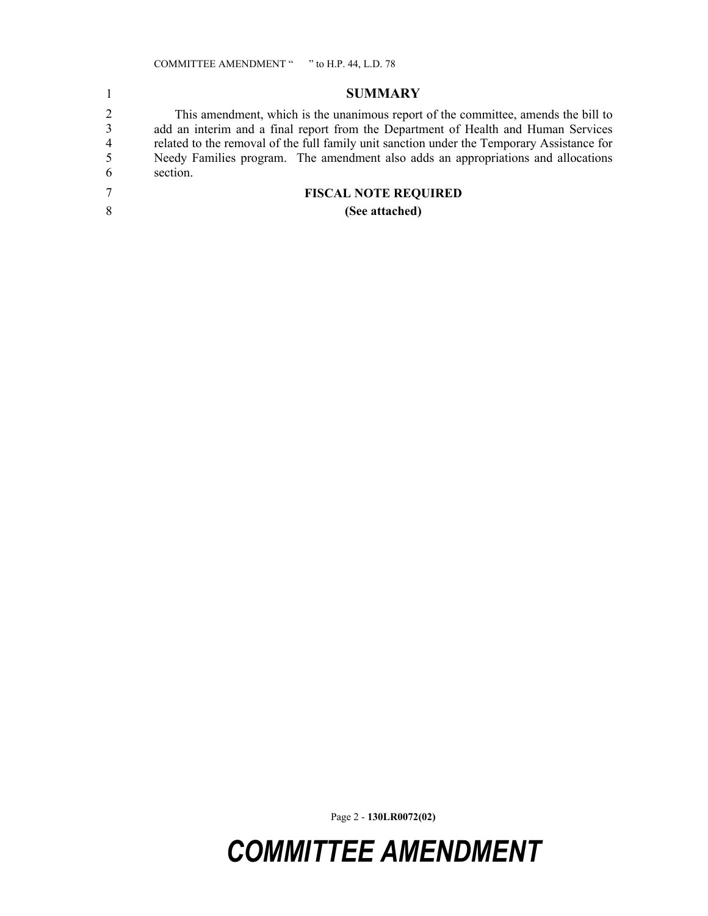## SUMMARY

This amendment, which is the unanimous report of the committee, amends the bill to add an interim and a final report from the Department of Health and Human Services related to the removal of the full family unit sanction under the Temporary Assistance for Needy Families program. The amendment also adds an appropriations and allocations section.

**FISCAL NOTE REQUIRED**

**(See attached)**